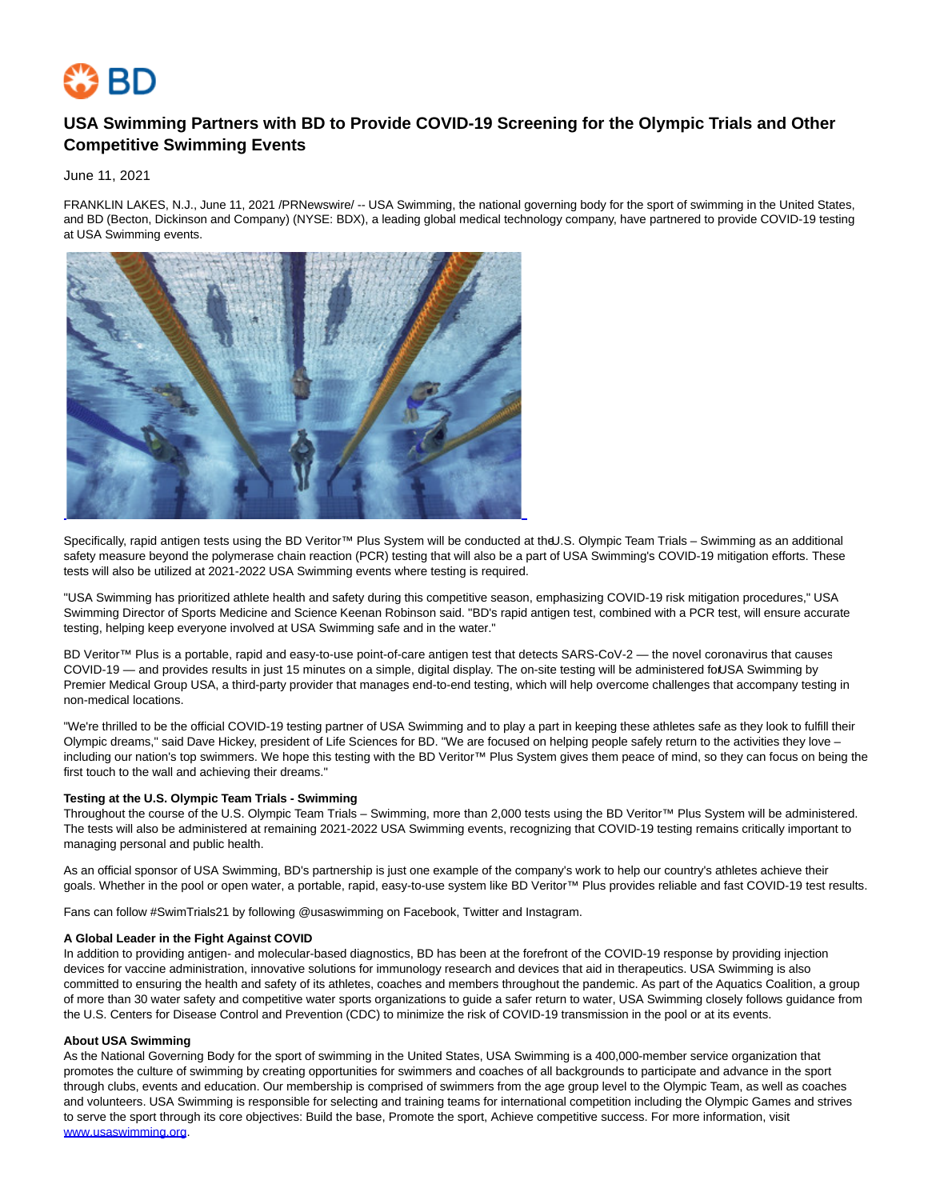# USA Swimming Partners with BD to Provide COVID-19 Screening for the Olympic Trials and Other Competitive Swimming Events

June 11, 2021

FRANKLIN LAKES, N.J., June 11, 2021 /PRNewswire/ -- USA Swimming, the national governing body for the sport of swimming in the United States, and BD (Becton, Dickinson and Company) (NYSE: BDX), a leading global medical technology company, have partnered to provide COVID-19 testing at USA Swimming events.

Specifically, rapid antigen tests using the BD Veritor™ Plus System will be conducted at the U.S. Olympic Team Trials – Swimming as an additional safety measure beyond the polymerase chain reaction (PCR) testing that will also be a part of USA Swimming's COVID-19 mitigation efforts. These tests will also be utilized at 2021-2022 USA Swimming events where testing is required.

"USA Swimming has prioritized athlete health and safety during this competitive season, emphasizing COVID-19 risk mitigation procedures," USA Swimming Director of Sports Medicine and Science Keenan Robinson said. "BD's rapid antigen test, combined with a PCR test, will ensure accurate testing, helping keep everyone involved at USA Swimming safe and in the water."

BD Veritor™ Plus is a portable, rapid and easy-to-use point-of-care antigen test that detects SARS-CoV-2 — the novel coronavirus that causes COVID-19 — and provides results in just 15 minutes on a simple, digital display. The on-site testing will be administered for USA Swimming by Premier Medical Group USA, a third-party provider that manages end-to-end testing, which will help overcome challenges that accompany testing in non-medical locations.

"We're thrilled to be the official COVID-19 testing partner of USA Swimming and to play a part in keeping these athletes safe as they look to fulfill their Olympic dreams," said Dave Hickey, president of Life Sciences for BD. "We are focused on helping people safely return to the activities they love – including our nation's top swimmers. We hope this testing with the BD Veritor™ Plus System gives them peace of mind, so they can focus on being the first touch to the wall and achieving their dreams."

**Testing at the U.S. Olympic Team Trials - Swimming**
Throughout the course of the U.S. Olympic Team Trials – Swimming, more than 2,000 tests using the BD Veritor™ Plus System will be administered. The tests will also be administered at remaining 2021-2022 USA Swimming events, recognizing that COVID-19 testing remains critically important to managing personal and public health.

As an official sponsor of USA Swimming, BD's partnership is just one example of the company's work to help our country's athletes achieve their goals. Whether in the pool or open water, a portable, rapid, easy-to-use system like BD Veritor™ Plus provides reliable and fast COVID-19 test results.

Fans can follow #SwimTrials21 by following @usaswimming on Facebook, Twitter and Instagram.

**A Global Leader in the Fight Against COVID**
In addition to providing antigen- and molecular-based diagnostics, BD has been at the forefront of the COVID-19 response by providing injection devices for vaccine administration, innovative solutions for immunology research and devices that aid in therapeutics. USA Swimming is also committed to ensuring the health and safety of its athletes, coaches and members throughout the pandemic. As part of the Aquatics Coalition, a group of more than 30 water safety and competitive water sports organizations to guide a safer return to water, USA Swimming closely follows guidance from the U.S. Centers for Disease Control and Prevention (CDC) to minimize the risk of COVID-19 transmission in the pool or at its events.

**About USA Swimming**
As the National Governing Body for the sport of swimming in the United States, USA Swimming is a 400,000-member service organization that promotes the culture of swimming by creating opportunities for swimmers and coaches of all backgrounds to participate and advance in the sport through clubs, events and education. Our membership is comprised of swimmers from the age group level to the Olympic Team, as well as coaches and volunteers. USA Swimming is responsible for selecting and training teams for international competition including the Olympic Games and strives to serve the sport through its core objectives: Build the base, Promote the sport, Achieve competitive success. For more information, visit www.usaswimming.org.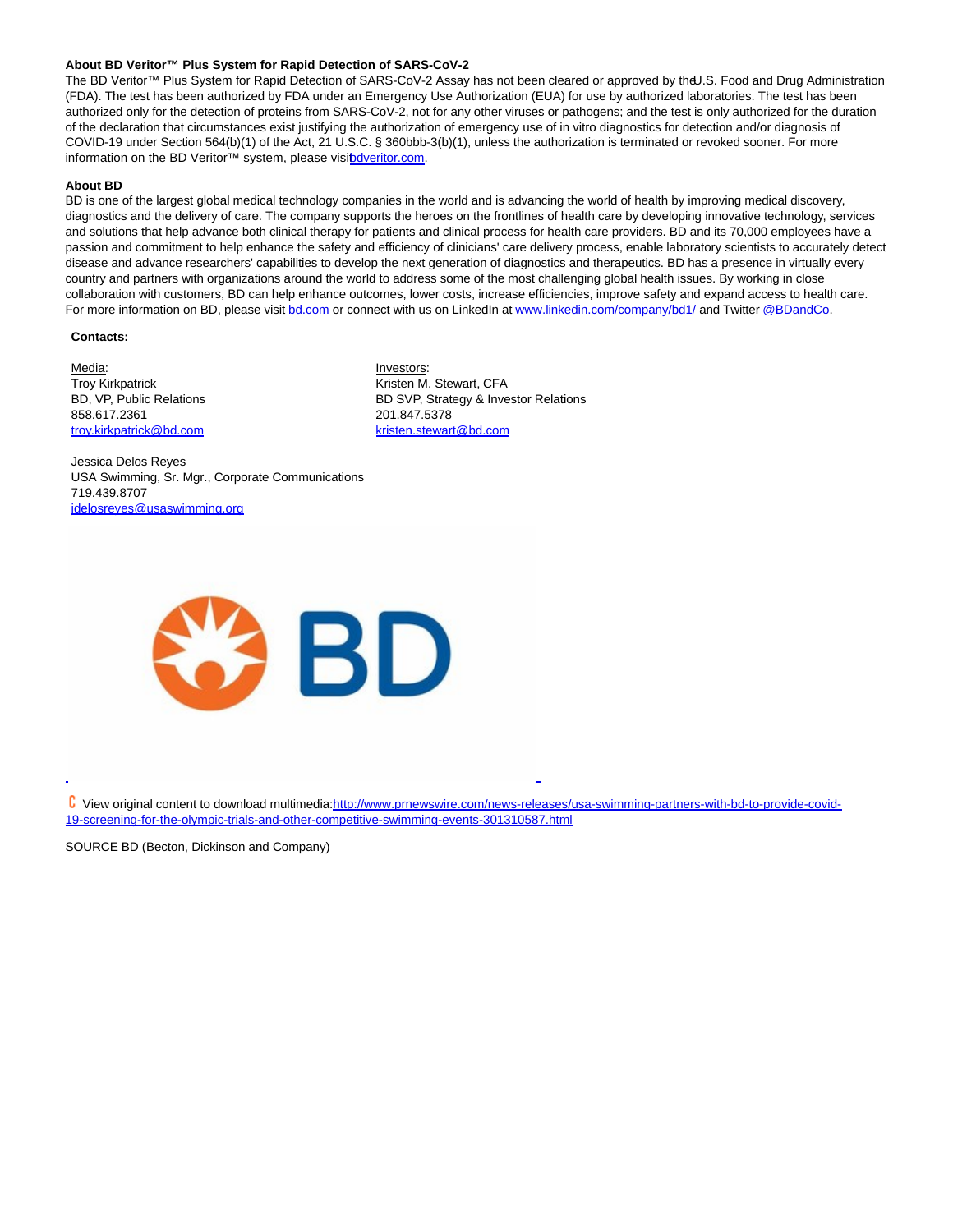**About BD Veritor™ Plus System for Rapid Detection of SARS-CoV-2**

The BD Veritor™ Plus System for Rapid Detection of SARS-CoV-2 Assay has not been cleared or approved by the U.S. Food and Drug Administration (FDA). The test has been authorized by FDA under an Emergency Use Authorization (EUA) for use by authorized laboratories. The test has been authorized only for the detection of proteins from SARS-CoV-2, not for any other viruses or pathogens; and the test is only authorized for the duration of the declaration that circumstances exist justifying the authorization of emergency use of in vitro diagnostics for detection and/or diagnosis of COVID-19 under Section 564(b)(1) of the Act, 21 U.S.C. § 360bbb-3(b)(1), unless the authorization is terminated or revoked sooner. For more information on the BD Veritor™ system, please visit bdveritor.com.

**About BD**

BD is one of the largest global medical technology companies in the world and is advancing the world of health by improving medical discovery, diagnostics and the delivery of care. The company supports the heroes on the frontlines of health care by developing innovative technology, services and solutions that help advance both clinical therapy for patients and clinical process for health care providers. BD and its 70,000 employees have a passion and commitment to help enhance the safety and efficiency of clinicians' care delivery process, enable laboratory scientists to accurately detect disease and advance researchers' capabilities to develop the next generation of diagnostics and therapeutics. BD has a presence in virtually every country and partners with organizations around the world to address some of the most challenging global health issues. By working in close collaboration with customers, BD can help enhance outcomes, lower costs, increase efficiencies, improve safety and expand access to health care. For more information on BD, please visit bd.com or connect with us on LinkedIn at www.linkedin.com/company/bd1/ and Twitter @BDandCo.

**Contacts:**

Media:
Troy Kirkpatrick
BD, VP, Public Relations
858.617.2361
troy.kirkpatrick@bd.com

Investors:
Kristen M. Stewart, CFA
BD SVP, Strategy & Investor Relations
201.847.5378
kristen.stewart@bd.com

Jessica Delos Reyes
USA Swimming, Sr. Mgr., Corporate Communications
719.439.8707
jdelosreyes@usaswimming.org

View original content to download multimedia: http://www.prnewswire.com/news-releases/usa-swimming-partners-with-bd-to-provide-covid-19-screening-for-the-olympic-trials-and-other-competitive-swimming-events-301310587.html

SOURCE BD (Becton, Dickinson and Company)